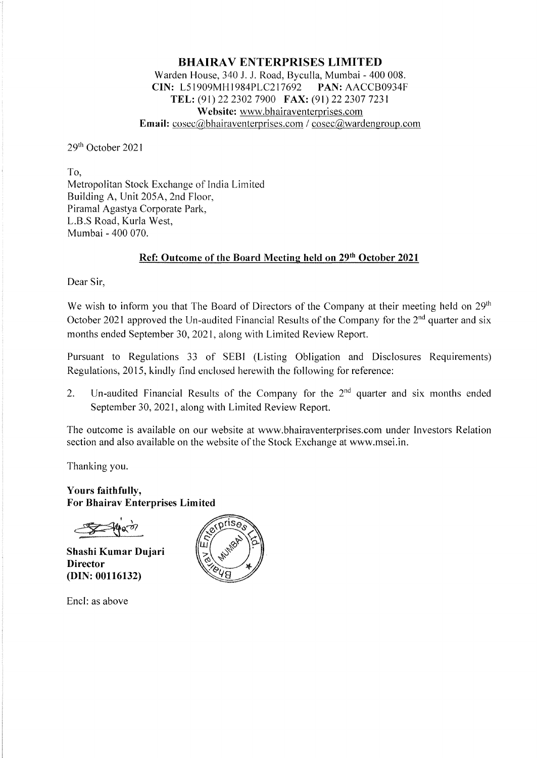# BHAIRAV ENTERPRISES LIMITED

Warden House, 340 J. J. Road, Byculla, Mumbai - 400 008.
**CIN:** L51909MH1984PLC217692 **PAN:** AACCB0934F
**TEL:** (91) 22 2302 7900 **FAX:** (91) 22 2307 7231
**Website:** www.bhairaventerprises.com
**Email:** cosec@bhairaventerprises.com / cosec@wardengroup.com

29th October 2021

To,
Metropolitan Stock Exchange of India Limited
Building A, Unit 205A, 2nd Floor,
Piramal Agastya Corporate Park,
L.B.S Road, Kurla West,
Mumbai - 400 070.

**Ref: Outcome of the Board Meeting held on 29th October 2021**

Dear Sir,

We wish to inform you that The Board of Directors of the Company at their meeting held on 29th October 2021 approved the Un-audited Financial Results of the Company for the 2nd quarter and six months ended September 30, 2021, along with Limited Review Report.

Pursuant to Regulations 33 of SEBI (Listing Obligation and Disclosures Requirements) Regulations, 2015, kindly find enclosed herewith the following for reference:

2. Un-audited Financial Results of the Company for the 2nd quarter and six months ended September 30, 2021, along with Limited Review Report.

The outcome is available on our website at www.bhairaventerprises.com under Investors Relation section and also available on the website of the Stock Exchange at www.msei.in.

Thanking you.

**Yours faithfully,**
**For Bhairav Enterprises Limited**

**Shashi Kumar Dujari**
**Director**
**(DIN: 00116132)**

Encl: as above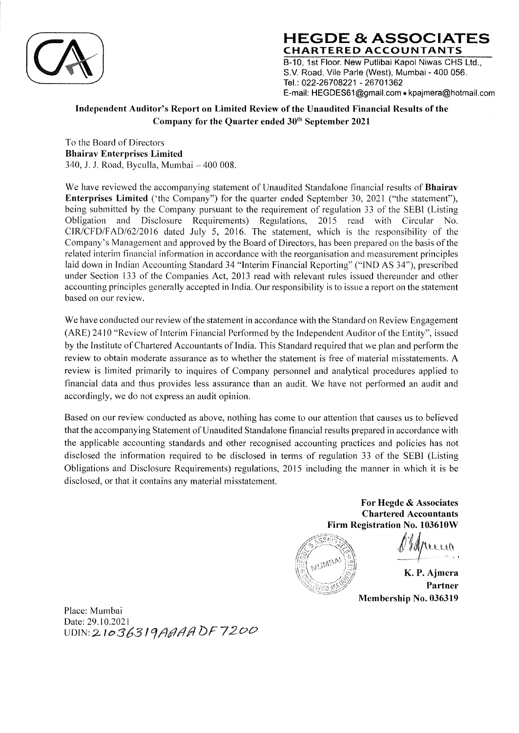# HEGDE & ASSOCIATES
## CHARTERED ACCOUNTANTS

B-10, 1st Floor, New Putlibai Kapol Niwas CHS Ltd.,
S.V. Road, Vile Parle (West), Mumbai - 400 056.
Tel.: 022-26708221 - 26701362
E-mail: HEGDES61@gmail.com • kpajmera@hotmail.com

**Independent Auditor's Report on Limited Review of the Unaudited Financial Results of the Company for the Quarter ended 30th September 2021**

To the Board of Directors
**Bhairav Enterprises Limited**
340, J. J. Road, Byculla, Mumbai – 400 008.

We have reviewed the accompanying statement of Unaudited Standalone financial results of **Bhairav Enterprises Limited** ('the Company") for the quarter ended September 30, 2021 ("the statement"), being submitted by the Company pursuant to the requirement of regulation 33 of the SEBI (Listing Obligation and Disclosure Requirements) Regulations, 2015 read with Circular No. CIR/CFD/FAD/62/2016 dated July 5, 2016. The statement, which is the responsibility of the Company's Management and approved by the Board of Directors, has been prepared on the basis of the related interim financial information in accordance with the reorganisation and measurement principles laid down in Indian Accounting Standard 34 "Interim Financial Reporting" ("IND AS 34"), prescribed under Section 133 of the Companies Act, 2013 read with relevant rules issued thereunder and other accounting principles generally accepted in India. Our responsibility is to issue a report on the statement based on our review.

We have conducted our review of the statement in accordance with the Standard on Review Engagement (ARE) 2410 "Review of Interim Financial Performed by the Independent Auditor of the Entity", issued by the Institute of Chartered Accountants of India. This Standard required that we plan and perform the review to obtain moderate assurance as to whether the statement is free of material misstatements. A review is limited primarily to inquires of Company personnel and analytical procedures applied to financial data and thus provides less assurance than an audit. We have not performed an audit and accordingly, we do not express an audit opinion.

Based on our review conducted as above, nothing has come to our attention that causes us to believed that the accompanying Statement of Unaudited Standalone financial results prepared in accordance with the applicable accounting standards and other recognised accounting practices and policies has not disclosed the information required to be disclosed in terms of regulation 33 of the SEBI (Listing Obligations and Disclosure Requirements) regulations, 2015 including the manner in which it is be disclosed, or that it contains any material misstatement.

**For Hegde & Associates**
**Chartered Accountants**
**Firm Registration No. 103610W**

**K. P. Ajmera**
**Partner**
**Membership No. 036319**

Place: Mumbai
Date: 29.10.2021
UDIN: 21036319AAAADF7200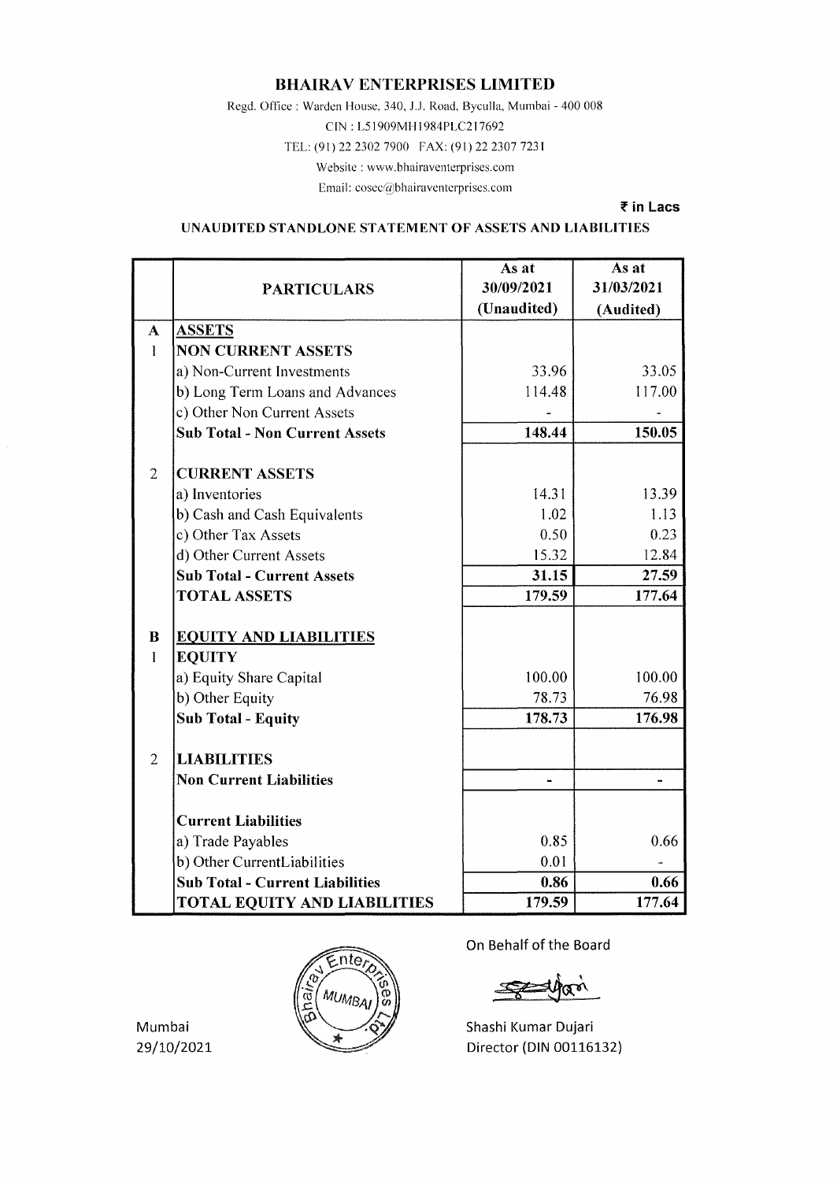# BHAIRAV ENTERPRISES LIMITED

Regd. Office : Warden House, 340, J.J. Road, Byculla, Mumbai - 400 008

CIN : L51909MH1984PLC217692

TEL: (91) 22 2302 7900 FAX: (91) 22 2307 7231

Website : www.bhairaventerprises.com

Email: cosec@bhairaventerprises.com

**₹ in Lacs**

## UNAUDITED STANDLONE STATEMENT OF ASSETS AND LIABILITIES

| | PARTICULARS | As at 30/09/2021 (Unaudited) | As at 31/03/2021 (Audited) |
|---|---|---|---|
| **A** | **ASSETS** | | |
| 1 | **NON CURRENT ASSETS** | | |
| | a) Non-Current Investments | 33.96 | 33.05 |
| | b) Long Term Loans and Advances | 114.48 | 117.00 |
| | c) Other Non Current Assets | - | - |
| | **Sub Total - Non Current Assets** | **148.44** | **150.05** |
| 2 | **CURRENT ASSETS** | | |
| | a) Inventories | 14.31 | 13.39 |
| | b) Cash and Cash Equivalents | 1.02 | 1.13 |
| | c) Other Tax Assets | 0.50 | 0.23 |
| | d) Other Current Assets | 15.32 | 12.84 |
| | **Sub Total - Current Assets** | **31.15** | **27.59** |
| | **TOTAL ASSETS** | **179.59** | **177.64** |
| **B** | **EQUITY AND LIABILITIES** | | |
| 1 | **EQUITY** | | |
| | a) Equity Share Capital | 100.00 | 100.00 |
| | b) Other Equity | 78.73 | 76.98 |
| | **Sub Total - Equity** | **178.73** | **176.98** |
| 2 | **LIABILITIES** | | |
| | **Non Current Liabilities** | - | - |
| | **Current Liabilities** | | |
| | a) Trade Payables | 0.85 | 0.66 |
| | b) Other CurrentLiabilities | 0.01 | - |
| | **Sub Total - Current Liabilities** | **0.86** | **0.66** |
| | **TOTAL EQUITY AND LIABILITIES** | **179.59** | **177.64** |

On Behalf of the Board

Mumbai
29/10/2021

Shashi Kumar Dujari
Director (DIN 00116132)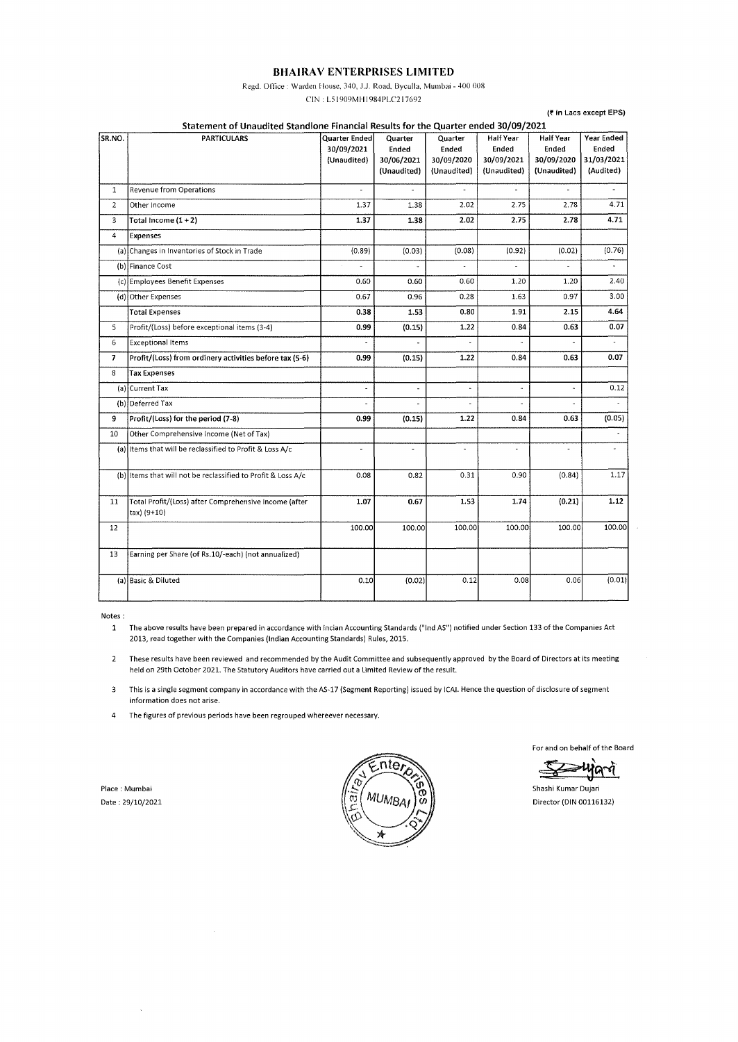# BHAIRAV ENTERPRISES LIMITED

Regd. Office : Warden House, 340, J.J. Road, Byculla, Mumbai - 400 008

CIN : L51909MH1984PLC217692

(₹ in Lacs except EPS)

## Statement of Unaudited Standlone Financial Results for the Quarter ended 30/09/2021

| SR.NO. | PARTICULARS | Quarter Ended 30/09/2021 (Unaudited) | Quarter Ended 30/06/2021 (Unaudited) | Quarter Ended 30/09/2020 (Unaudited) | Half Year Ended 30/09/2021 (Unaudited) | Half Year Ended 30/09/2020 (Unaudited) | Year Ended 31/03/2021 (Audited) |
|---|---|---|---|---|---|---|---|
| 1 | Revenue from Operations | - | - | - | - | - | - |
| 2 | Other Income | 1.37 | 1.38 | 2.02 | 2.75 | 2.78 | 4.71 |
| 3 | **Total Income (1 + 2)** | **1.37** | **1.38** | **2.02** | **2.75** | **2.78** | **4.71** |
| 4 | **Expenses** | | | | | | |
| (a) | Changes in Inventories of Stock in Trade | (0.89) | (0.03) | (0.08) | (0.92) | (0.02) | (0.76) |
| (b) | Finance Cost | - | - | - | - | - | - |
| (c) | Employees Benefit Expenses | 0.60 | 0.60 | 0.60 | 1.20 | 1.20 | 2.40 |
| (d) | Other Expenses | 0.67 | 0.96 | 0.28 | 1.63 | 0.97 | 3.00 |
| | **Total Expenses** | **0.38** | **1.53** | **0.80** | **1.91** | **2.15** | **4.64** |
| 5 | Profit/(Loss) before exceptional items (3-4) | **0.99** | **(0.15)** | **1.22** | **0.84** | **0.63** | **0.07** |
| 6 | Exceptional Items | - | - | - | - | - | - |
| 7 | **Profit/(Loss) from ordinery activities before tax (5-6)** | **0.99** | **(0.15)** | **1.22** | **0.84** | **0.63** | **0.07** |
| 8 | Tax Expenses | | | | | | |
| (a) | Current Tax | - | - | - | - | - | 0.12 |
| (b) | Deferred Tax | - | - | - | - | - | - |
| 9 | **Profit/(Loss) for the period (7-8)** | **0.99** | **(0.15)** | **1.22** | **0.84** | **0.63** | **(0.05)** |
| 10 | Other Comprehensive Income (Net of Tax) | | | | | | - |
| (a) | Items that will be reclassified to Profit & Loss A/c | - | - | - | - | - | - |
| (b) | Items that will not be reclassified to Profit & Loss A/c | 0.08 | 0.82 | 0.31 | 0.90 | (0.84) | 1.17 |
| 11 | Total Profit/(Loss) after Comprehensive Income (after tax) (9+10) | **1.07** | **0.67** | **1.53** | **1.74** | **(0.21)** | **1.12** |
| 12 | | 100.00 | 100.00 | 100.00 | 100.00 | 100.00 | 100.00 |
| 13 | Earning per Share (of Rs.10/-each) (not annualized) | | | | | | |
| (a) | Basic & Diluted | 0.10 | (0.02) | 0.12 | 0.08 | 0.06 | (0.01) |

Notes :

1. The above results have been prepared in accordance with Incian Accounting Standards ("Ind AS") notified under Section 133 of the Companies Act 2013, read together with the Companies (Indian Accounting Standards) Rules, 2015.
2. These results have been reviewed and recommended by the Audit Committee and subsequently approved by the Board of Directors at its meeting held on 29th October 2021. The Statutory Auditors have carried out a Limited Review of the result.
3. This is a single segment company in accordance with the AS-17 (Segment Reporting) issued by ICAI. Hence the question of disclosure of segment information does not arise.
4. The figures of previous periods have been regrouped whereever necessary.

Place : Mumbai
Date : 29/10/2021

For and on behalf of the Board

Shashi Kumar Dujari
Director (DIN 00116132)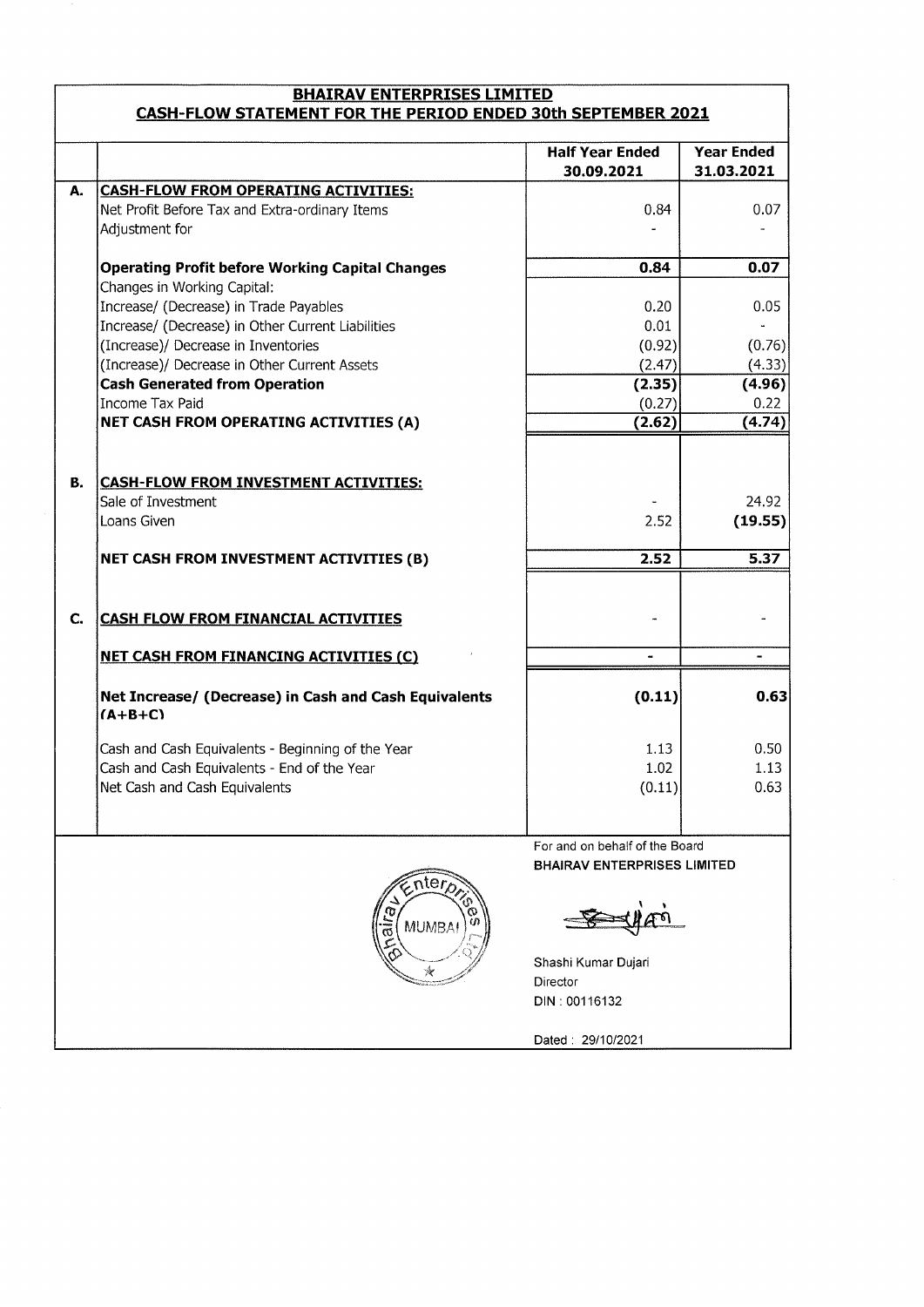# BHAIRAV ENTERPRISES LIMITED

## CASH-FLOW STATEMENT FOR THE PERIOD ENDED 30th SEPTEMBER 2021

| | | Half Year Ended 30.09.2021 | Year Ended 31.03.2021 |
|---|---|---|---|
| **A.** | **CASH-FLOW FROM OPERATING ACTIVITIES:** | | |
| | Net Profit Before Tax and Extra-ordinary Items | 0.84 | 0.07 |
| | Adjustment for | - | - |
| | **Operating Profit before Working Capital Changes** | **0.84** | **0.07** |
| | Changes in Working Capital: | | |
| | Increase/ (Decrease) in Trade Payables | 0.20 | 0.05 |
| | Increase/ (Decrease) in Other Current Liabilities | 0.01 | - |
| | (Increase)/ Decrease in Inventories | (0.92) | (0.76) |
| | (Increase)/ Decrease in Other Current Assets | (2.47) | (4.33) |
| | **Cash Generated from Operation** | **(2.35)** | **(4.96)** |
| | Income Tax Paid | (0.27) | 0.22 |
| | **NET CASH FROM OPERATING ACTIVITIES (A)** | **(2.62)** | **(4.74)** |
| **B.** | **CASH-FLOW FROM INVESTMENT ACTIVITIES:** | | |
| | Sale of Investment | - | 24.92 |
| | Loans Given | 2.52 | **(19.55)** |
| | **NET CASH FROM INVESTMENT ACTIVITIES (B)** | **2.52** | **5.37** |
| **C.** | **CASH FLOW FROM FINANCIAL ACTIVITIES** | - | - |
| | **NET CASH FROM FINANCING ACTIVITIES (C)** | **-** | **-** |
| | **Net Increase/ (Decrease) in Cash and Cash Equivalents (A+B+C)** | **(0.11)** | **0.63** |
| | Cash and Cash Equivalents - Beginning of the Year | 1.13 | 0.50 |
| | Cash and Cash Equivalents - End of the Year | 1.02 | 1.13 |
| | Net Cash and Cash Equivalents | (0.11) | 0.63 |

For and on behalf of the Board
**BHAIRAV ENTERPRISES LIMITED**

Shashi Kumar Dujari
Director
DIN : 00116132

Dated : 29/10/2021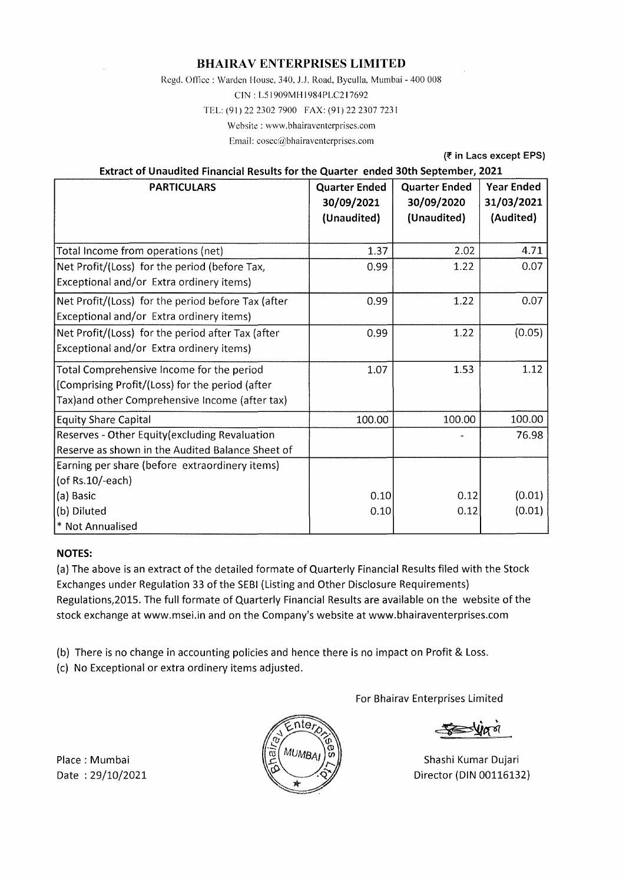# BHAIRAV ENTERPRISES LIMITED

Regd. Office : Warden House, 340, J.J. Road, Byculla, Mumbai - 400 008

CIN : L51909MH1984PLC217692

TEL: (91) 22 2302 7900 FAX: (91) 22 2307 7231

Website : www.bhairaventerprises.com

Email: cosec@bhairaventerprises.com

(₹ in Lacs except EPS)

**Extract of Unaudited Financial Results for the Quarter ended 30th September, 2021**

| PARTICULARS | Quarter Ended 30/09/2021 (Unaudited) | Quarter Ended 30/09/2020 (Unaudited) | Year Ended 31/03/2021 (Audited) |
|---|---|---|---|
| Total Income from operations (net) | 1.37 | 2.02 | 4.71 |
| Net Profit/(Loss) for the period (before Tax, Exceptional and/or Extra ordinery items) | 0.99 | 1.22 | 0.07 |
| Net Profit/(Loss) for the period before Tax (after Exceptional and/or Extra ordinery items) | 0.99 | 1.22 | 0.07 |
| Net Profit/(Loss) for the period after Tax (after Exceptional and/or Extra ordinery items) | 0.99 | 1.22 | (0.05) |
| Total Comprehensive Income for the period [Comprising Profit/(Loss) for the period (after Tax)and other Comprehensive Income (after tax) | 1.07 | 1.53 | 1.12 |
| Equity Share Capital | 100.00 | 100.00 | 100.00 |
| Reserves - Other Equity(excluding Revaluation Reserve as shown in the Audited Balance Sheet of | | - | 76.98 |
| Earning per share (before extraordinery items) (of Rs.10/-each) | | | |
| (a) Basic | 0.10 | 0.12 | (0.01) |
| (b) Diluted | 0.10 | 0.12 | (0.01) |
| * Not Annualised | | | |

**NOTES:**

(a) The above is an extract of the detailed formate of Quarterly Financial Results filed with the Stock Exchanges under Regulation 33 of the SEBI (Listing and Other Disclosure Requirements) Regulations,2015. The full formate of Quarterly Financial Results are available on the website of the stock exchange at www.msei.in and on the Company's website at www.bhairaventerprises.com

(b) There is no change in accounting policies and hence there is no impact on Profit & Loss.

(c) No Exceptional or extra ordinery items adjusted.

For Bhairav Enterprises Limited

Shashi Kumar Dujari

Director (DIN 00116132)

Place : Mumbai

Date : 29/10/2021